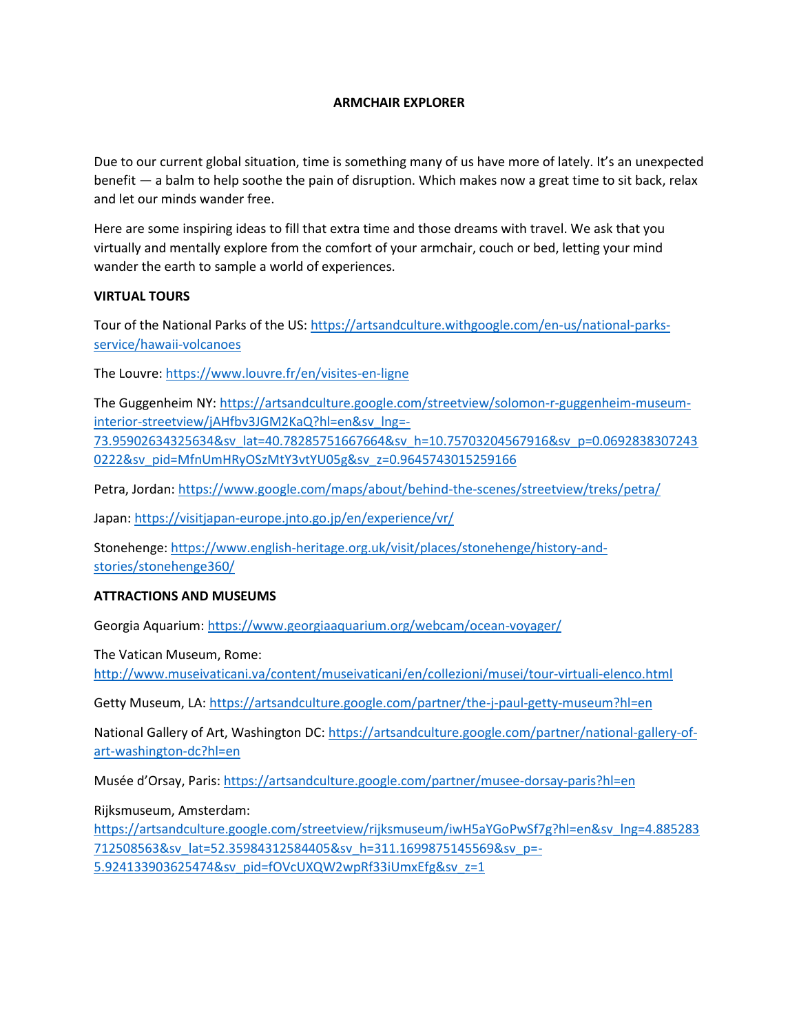# ARMCHAIR EXPLORER

Due to our current global situation, time is something many of us have more of lately. It's an unexpected benefit — a balm to help soothe the pain of disruption. Which makes now a great time to sit back, relax and let our minds wander free.

Here are some inspiring ideas to fill that extra time and those dreams with travel. We ask that you virtually and mentally explore from the comfort of your armchair, couch or bed, letting your mind wander the earth to sample a world of experiences.

## VIRTUAL TOURS

Tour of the National Parks of the US: https://artsandculture.withgoogle.com/en-us/national-parks-service/hawaii-volcanoes

The Louvre: https://www.louvre.fr/en/visites-en-ligne

The Guggenheim NY: https://artsandculture.google.com/streetview/solomon-r-guggenheim-museum-interior-streetview/jAHfbv3JGM2KaQ?hl=en&sv_lng=-73.95902634325634&sv_lat=40.78285751667664&sv_h=10.75703204567916&sv_p=0.06928383072430222&sv_pid=MfnUmHRyOSzMtY3vtYU05g&sv_z=0.9645743015259166

Petra, Jordan: https://www.google.com/maps/about/behind-the-scenes/streetview/treks/petra/

Japan: https://visitjapan-europe.jnto.go.jp/en/experience/vr/

Stonehenge: https://www.english-heritage.org.uk/visit/places/stonehenge/history-and-stories/stonehenge360/

## ATTRACTIONS AND MUSEUMS

Georgia Aquarium: https://www.georgiaaquarium.org/webcam/ocean-voyager/

The Vatican Museum, Rome: http://www.museivaticani.va/content/museivaticani/en/collezioni/musei/tour-virtuali-elenco.html

Getty Museum, LA: https://artsandculture.google.com/partner/the-j-paul-getty-museum?hl=en

National Gallery of Art, Washington DC: https://artsandculture.google.com/partner/national-gallery-of-art-washington-dc?hl=en

Musée d'Orsay, Paris: https://artsandculture.google.com/partner/musee-dorsay-paris?hl=en

Rijksmuseum, Amsterdam: https://artsandculture.google.com/streetview/rijksmuseum/iwH5aYGoPwSf7g?hl=en&sv_lng=4.885283712508563&sv_lat=52.35984312584405&sv_h=311.1699875145569&sv_p=-5.924133903625474&sv_pid=fOVcUXQW2wpRf33iUmxEfg&sv_z=1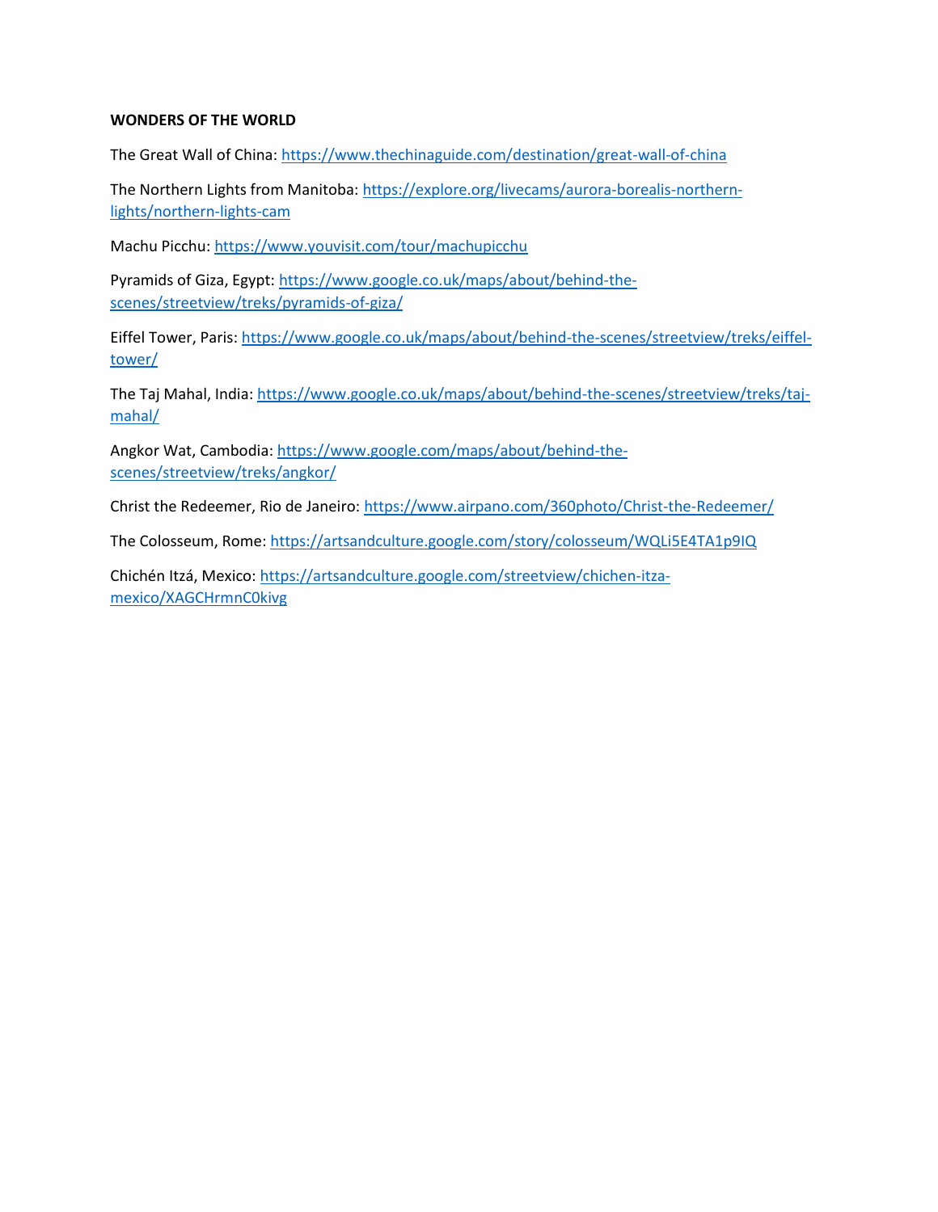**WONDERS OF THE WORLD**

The Great Wall of China: https://www.thechinaguide.com/destination/great-wall-of-china

The Northern Lights from Manitoba: https://explore.org/livecams/aurora-borealis-northern-lights/northern-lights-cam

Machu Picchu: https://www.youvisit.com/tour/machupicchu

Pyramids of Giza, Egypt: https://www.google.co.uk/maps/about/behind-the-scenes/streetview/treks/pyramids-of-giza/

Eiffel Tower, Paris: https://www.google.co.uk/maps/about/behind-the-scenes/streetview/treks/eiffel-tower/

The Taj Mahal, India: https://www.google.co.uk/maps/about/behind-the-scenes/streetview/treks/taj-mahal/

Angkor Wat, Cambodia: https://www.google.com/maps/about/behind-the-scenes/streetview/treks/angkor/

Christ the Redeemer, Rio de Janeiro: https://www.airpano.com/360photo/Christ-the-Redeemer/

The Colosseum, Rome: https://artsandculture.google.com/story/colosseum/WQLi5E4TA1p9IQ

Chichén Itzá, Mexico: https://artsandculture.google.com/streetview/chichen-itza-mexico/XAGCHrmnC0kivg